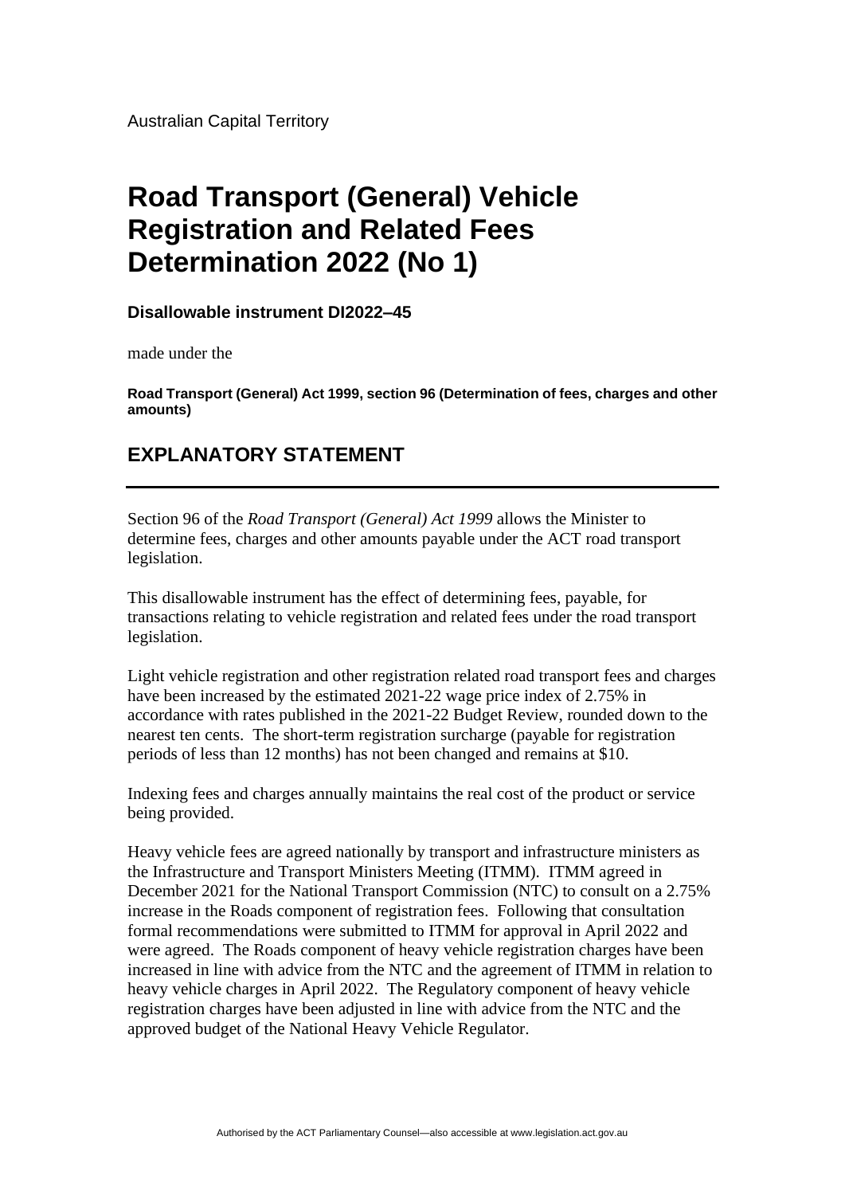Australian Capital Territory

# Road Transport (General) Vehicle Registration and Related Fees Determination 2022 (No 1)

**Disallowable instrument DI2022–45**

made under the

**Road Transport (General) Act 1999, section 96 (Determination of fees, charges and other amounts)**

## EXPLANATORY STATEMENT

Section 96 of the *Road Transport (General) Act 1999* allows the Minister to determine fees, charges and other amounts payable under the ACT road transport legislation.

This disallowable instrument has the effect of determining fees, payable, for transactions relating to vehicle registration and related fees under the road transport legislation.

Light vehicle registration and other registration related road transport fees and charges have been increased by the estimated 2021-22 wage price index of 2.75% in accordance with rates published in the 2021-22 Budget Review, rounded down to the nearest ten cents. The short-term registration surcharge (payable for registration periods of less than 12 months) has not been changed and remains at $10.

Indexing fees and charges annually maintains the real cost of the product or service being provided.

Heavy vehicle fees are agreed nationally by transport and infrastructure ministers as the Infrastructure and Transport Ministers Meeting (ITMM). ITMM agreed in December 2021 for the National Transport Commission (NTC) to consult on a 2.75% increase in the Roads component of registration fees. Following that consultation formal recommendations were submitted to ITMM for approval in April 2022 and were agreed. The Roads component of heavy vehicle registration charges have been increased in line with advice from the NTC and the agreement of ITMM in relation to heavy vehicle charges in April 2022. The Regulatory component of heavy vehicle registration charges have been adjusted in line with advice from the NTC and the approved budget of the National Heavy Vehicle Regulator.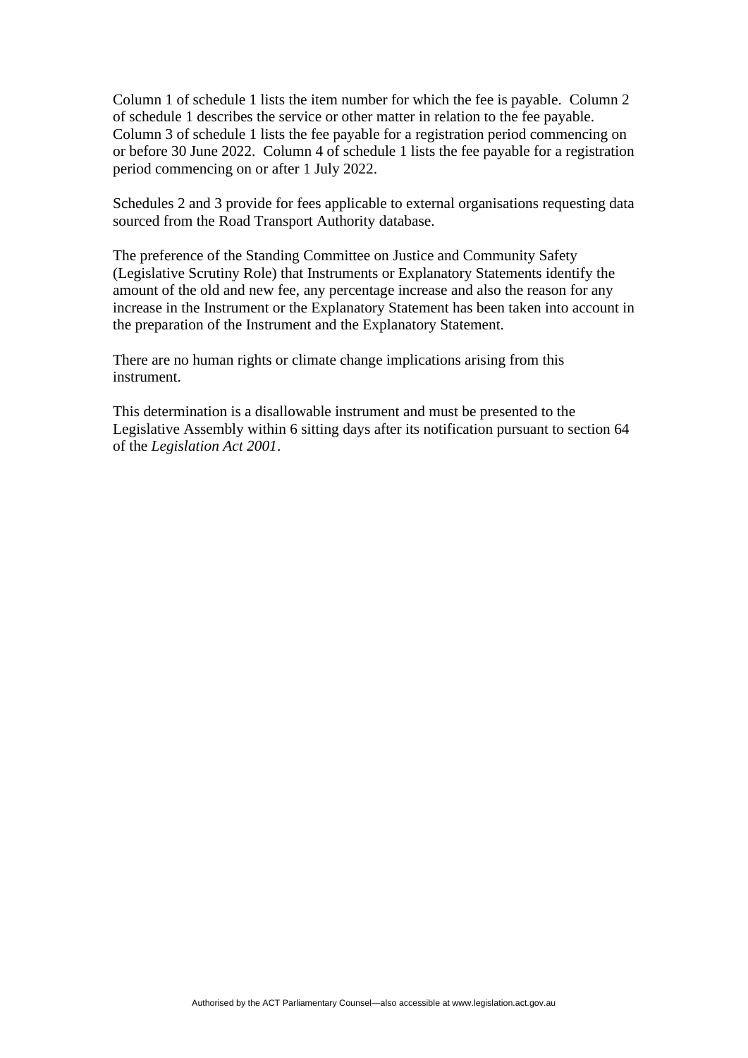Column 1 of schedule 1 lists the item number for which the fee is payable. Column 2 of schedule 1 describes the service or other matter in relation to the fee payable. Column 3 of schedule 1 lists the fee payable for a registration period commencing on or before 30 June 2022. Column 4 of schedule 1 lists the fee payable for a registration period commencing on or after 1 July 2022.

Schedules 2 and 3 provide for fees applicable to external organisations requesting data sourced from the Road Transport Authority database.

The preference of the Standing Committee on Justice and Community Safety (Legislative Scrutiny Role) that Instruments or Explanatory Statements identify the amount of the old and new fee, any percentage increase and also the reason for any increase in the Instrument or the Explanatory Statement has been taken into account in the preparation of the Instrument and the Explanatory Statement.

There are no human rights or climate change implications arising from this instrument.

This determination is a disallowable instrument and must be presented to the Legislative Assembly within 6 sitting days after its notification pursuant to section 64 of the *Legislation Act 2001*.